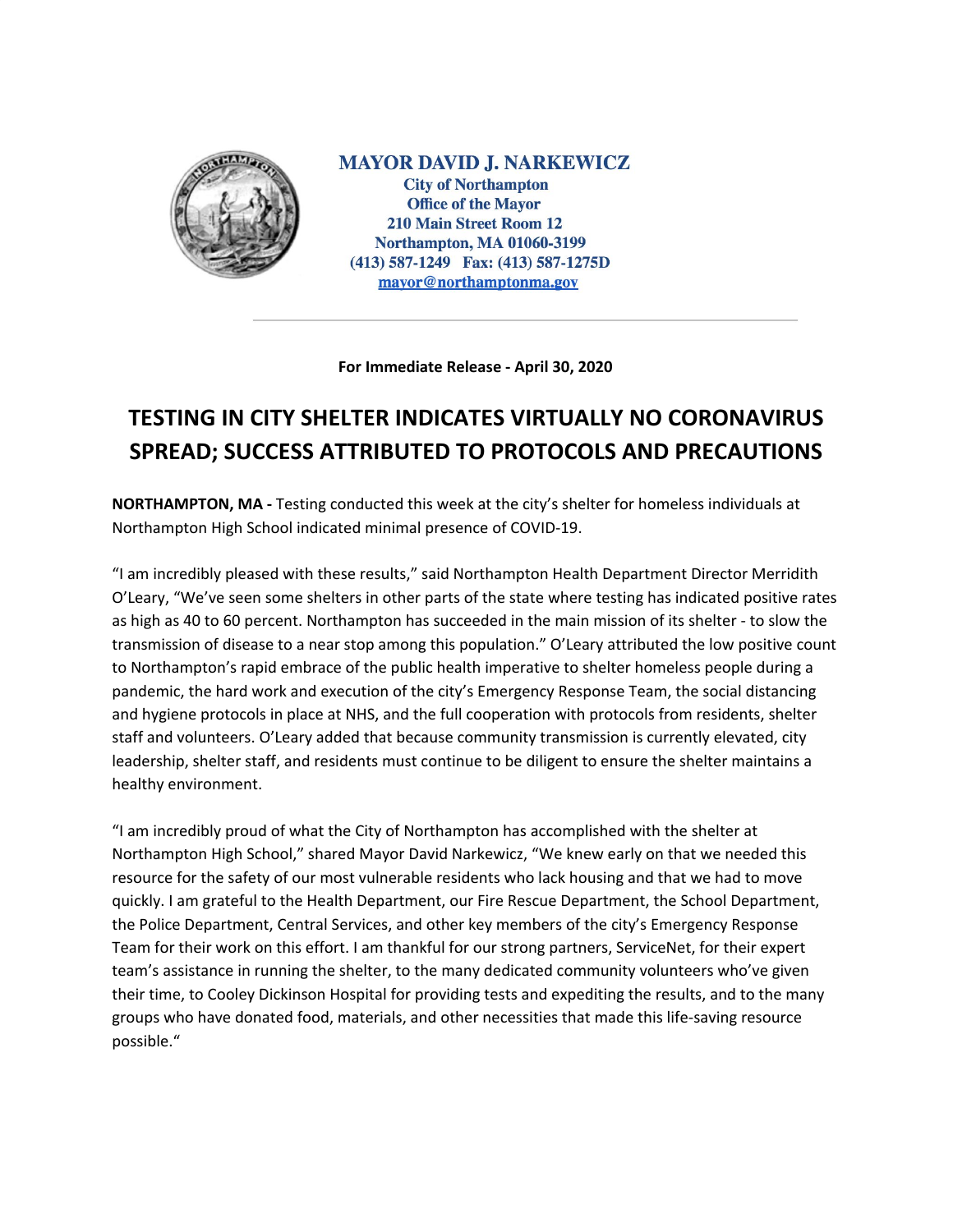**MAYOR DAVID J. NARKEWICZ**
**City of Northampton**
**Office of the Mayor**
**210 Main Street Room 12**
**Northampton, MA 01060-3199**
**(413) 587-1249 Fax: (413) 587-1275D**
**mayor@northamptonma.gov**

---

**For Immediate Release - April 30, 2020**

# TESTING IN CITY SHELTER INDICATES VIRTUALLY NO CORONAVIRUS SPREAD; SUCCESS ATTRIBUTED TO PROTOCOLS AND PRECAUTIONS

**NORTHAMPTON, MA -** Testing conducted this week at the city's shelter for homeless individuals at Northampton High School indicated minimal presence of COVID-19.

"I am incredibly pleased with these results," said Northampton Health Department Director Merridith O'Leary, "We've seen some shelters in other parts of the state where testing has indicated positive rates as high as 40 to 60 percent. Northampton has succeeded in the main mission of its shelter - to slow the transmission of disease to a near stop among this population." O'Leary attributed the low positive count to Northampton's rapid embrace of the public health imperative to shelter homeless people during a pandemic, the hard work and execution of the city's Emergency Response Team, the social distancing and hygiene protocols in place at NHS, and the full cooperation with protocols from residents, shelter staff and volunteers. O'Leary added that because community transmission is currently elevated, city leadership, shelter staff, and residents must continue to be diligent to ensure the shelter maintains a healthy environment.

"I am incredibly proud of what the City of Northampton has accomplished with the shelter at Northampton High School," shared Mayor David Narkewicz, "We knew early on that we needed this resource for the safety of our most vulnerable residents who lack housing and that we had to move quickly. I am grateful to the Health Department, our Fire Rescue Department, the School Department, the Police Department, Central Services, and other key members of the city's Emergency Response Team for their work on this effort. I am thankful for our strong partners, ServiceNet, for their expert team's assistance in running the shelter, to the many dedicated community volunteers who've given their time, to Cooley Dickinson Hospital for providing tests and expediting the results, and to the many groups who have donated food, materials, and other necessities that made this life-saving resource possible."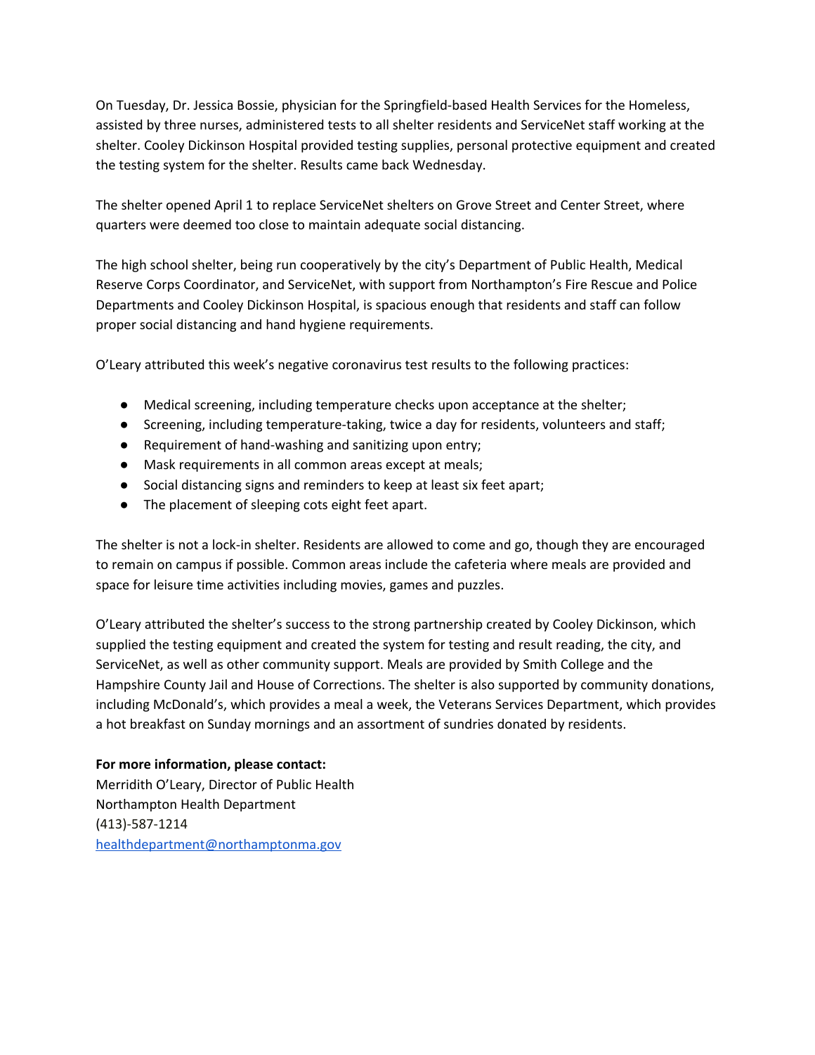On Tuesday, Dr. Jessica Bossie, physician for the Springfield-based Health Services for the Homeless, assisted by three nurses, administered tests to all shelter residents and ServiceNet staff working at the shelter. Cooley Dickinson Hospital provided testing supplies, personal protective equipment and created the testing system for the shelter. Results came back Wednesday.

The shelter opened April 1 to replace ServiceNet shelters on Grove Street and Center Street, where quarters were deemed too close to maintain adequate social distancing.

The high school shelter, being run cooperatively by the city's Department of Public Health, Medical Reserve Corps Coordinator, and ServiceNet, with support from Northampton's Fire Rescue and Police Departments and Cooley Dickinson Hospital, is spacious enough that residents and staff can follow proper social distancing and hand hygiene requirements.

O'Leary attributed this week's negative coronavirus test results to the following practices:

- Medical screening, including temperature checks upon acceptance at the shelter;
- Screening, including temperature-taking, twice a day for residents, volunteers and staff;
- Requirement of hand-washing and sanitizing upon entry;
- Mask requirements in all common areas except at meals;
- Social distancing signs and reminders to keep at least six feet apart;
- The placement of sleeping cots eight feet apart.

The shelter is not a lock-in shelter. Residents are allowed to come and go, though they are encouraged to remain on campus if possible. Common areas include the cafeteria where meals are provided and space for leisure time activities including movies, games and puzzles.

O'Leary attributed the shelter's success to the strong partnership created by Cooley Dickinson, which supplied the testing equipment and created the system for testing and result reading, the city, and ServiceNet, as well as other community support. Meals are provided by Smith College and the Hampshire County Jail and House of Corrections. The shelter is also supported by community donations, including McDonald's, which provides a meal a week, the Veterans Services Department, which provides a hot breakfast on Sunday mornings and an assortment of sundries donated by residents.

**For more information, please contact:**
Merridith O'Leary, Director of Public Health
Northampton Health Department
(413)-587-1214
healthdepartment@northamptonma.gov